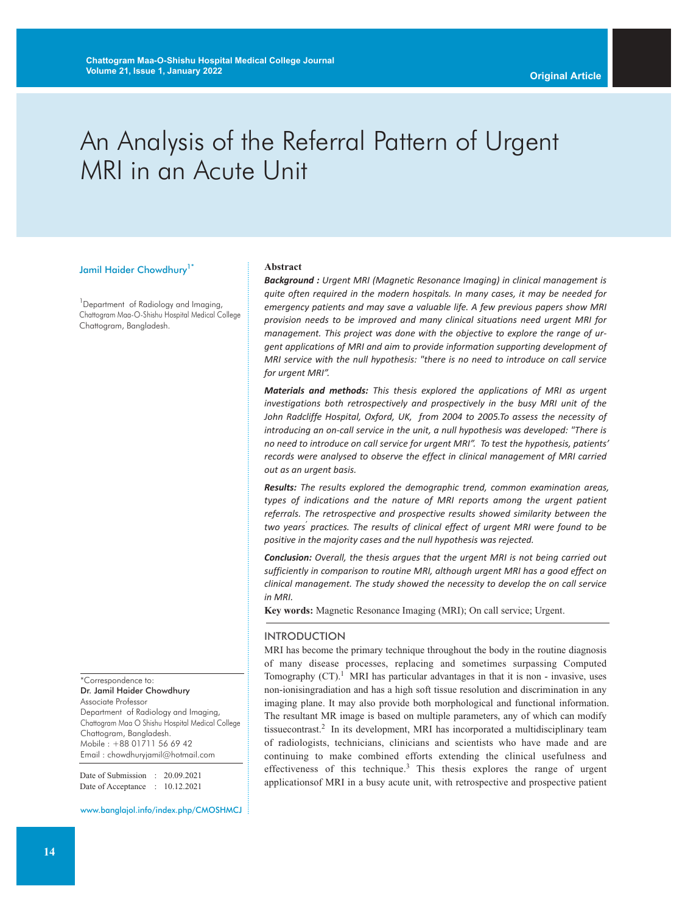# An Analysis of the Referral Pattern of Urgent MRI in an Acute Unit

Jamil Haider Chowdhury[1*]

[1]Department of Radiology and Imaging, Chattogram Maa-O-Shishu Hospital Medical College Chattogram, Bangladesh.

## Abstract

***Background :*** *Urgent MRI (Magnetic Resonance Imaging) in clinical management is quite often required in the modern hospitals. In many cases, it may be needed for emergency patients and may save a valuable life. A few previous papers show MRI provision needs to be improved and many clinical situations need urgent MRI for management. This project was done with the objective to explore the range of urgent applications of MRI and aim to provide information supporting development of MRI service with the null hypothesis: "there is no need to introduce on call service for urgent MRI".*

***Materials and methods:*** *This thesis explored the applications of MRI as urgent investigations both retrospectively and prospectively in the busy MRI unit of the John Radcliffe Hospital, Oxford, UK, from 2004 to 2005.To assess the necessity of introducing an on-call service in the unit, a null hypothesis was developed: "There is no need to introduce on call service for urgent MRI". To test the hypothesis, patients' records were analysed to observe the effect in clinical management of MRI carried out as an urgent basis.*

***Results:*** *The results explored the demographic trend, common examination areas, types of indications and the nature of MRI reports among the urgent patient referrals. The retrospective and prospective results showed similarity between the two years' practices. The results of clinical effect of urgent MRI were found to be positive in the majority cases and the null hypothesis was rejected.*

***Conclusion:*** *Overall, the thesis argues that the urgent MRI is not being carried out sufficiently in comparison to routine MRI, although urgent MRI has a good effect on clinical management. The study showed the necessity to develop the on call service in MRI.*

**Key words:** Magnetic Resonance Imaging (MRI); On call service; Urgent.

## INTRODUCTION

MRI has become the primary technique throughout the body in the routine diagnosis of many disease processes, replacing and sometimes surpassing Computed Tomography (CT).[1] MRI has particular advantages in that it is non - invasive, uses non-ionisingradiation and has a high soft tissue resolution and discrimination in any imaging plane. It may also provide both morphological and functional information. The resultant MR image is based on multiple parameters, any of which can modify tissuecontrast.[2] In its development, MRI has incorporated a multidisciplinary team of radiologists, technicians, clinicians and scientists who have made and are continuing to make combined efforts extending the clinical usefulness and effectiveness of this technique.[3] This thesis explores the range of urgent applicationsof MRI in a busy acute unit, with retrospective and prospective patient

*Correspondence to:
Dr. Jamil Haider Chowdhury
Associate Professor
Department of Radiology and Imaging,
Chattogram Maa O Shishu Hospital Medical College
Chattogram, Bangladesh.
Mobile : +88 01711 56 69 42
Email : chowdhuryjamil@hotmail.com

Date of Submission : 20.09.2021
Date of Acceptance : 10.12.2021

www.banglajol.info/index.php/CMOSHMCJ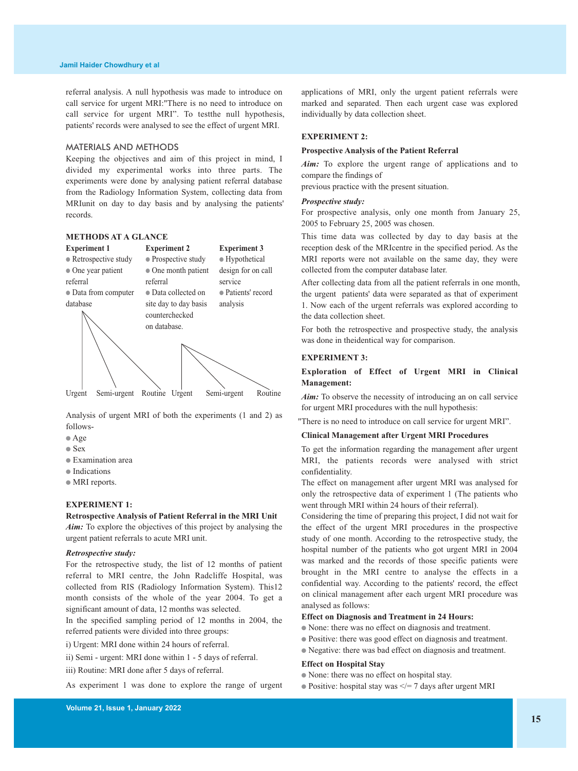referral analysis. A null hypothesis was made to introduce on call service for urgent MRI:"There is no need to introduce on call service for urgent MRI". To testthe null hypothesis, patients' records were analysed to see the effect of urgent MRI.

## MATERIALS AND METHODS

Keeping the objectives and aim of this project in mind, I divided my experimental works into three parts. The experiments were done by analysing patient referral database from the Radiology Information System, collecting data from MRIunit on day to day basis and by analysing the patients' records.

### METHODS AT A GLANCE

| Experiment 1 | Experiment 2 | Experiment 3 |
|---|---|---|
| ● Retrospective study | ● Prospective study | ● Hypothetical design for on call service |
| ● One year patient referral | ● One month patient referral | ● Patients' record analysis |
| ● Data from computer database | ● Data collected on site day to day basis counterchecked on database. | |
| Urgent, Semi-urgent, Routine | Urgent, Semi-urgent, Routine | |

Analysis of urgent MRI of both the experiments (1 and 2) as follows-

- Age
- Sex
- Examination area
- Indications
- MRI reports.

### EXPERIMENT 1:

**Retrospective Analysis of Patient Referral in the MRI Unit**

***Aim:*** To explore the objectives of this project by analysing the urgent patient referrals to acute MRI unit.

***Retrospective study:***

For the retrospective study, the list of 12 months of patient referral to MRI centre, the John Radcliffe Hospital, was collected from RIS (Radiology Information System). This12 month consists of the whole of the year 2004. To get a significant amount of data, 12 months was selected.

In the specified sampling period of 12 months in 2004, the referred patients were divided into three groups:

i) Urgent: MRI done within 24 hours of referral.

ii) Semi - urgent: MRI done within 1 - 5 days of referral.

iii) Routine: MRI done after 5 days of referral.

As experiment 1 was done to explore the range of urgent applications of MRI, only the urgent patient referrals were marked and separated. Then each urgent case was explored individually by data collection sheet.

### EXPERIMENT 2:

**Prospective Analysis of the Patient Referral**

***Aim:*** To explore the urgent range of applications and to compare the findings of previous practice with the present situation.

***Prospective study:***

For prospective analysis, only one month from January 25, 2005 to February 25, 2005 was chosen.

This time data was collected by day to day basis at the reception desk of the MRIcentre in the specified period. As the MRI reports were not available on the same day, they were collected from the computer database later.

After collecting data from all the patient referrals in one month, the urgent patients' data were separated as that of experiment 1. Now each of the urgent referrals was explored according to the data collection sheet.

For both the retrospective and prospective study, the analysis was done in theidentical way for comparison.

### EXPERIMENT 3:

**Exploration of Effect of Urgent MRI in Clinical Management:**

***Aim:*** To observe the necessity of introducing an on call service for urgent MRI procedures with the null hypothesis:

"There is no need to introduce on call service for urgent MRI".

**Clinical Management after Urgent MRI Procedures**

To get the information regarding the management after urgent MRI, the patients records were analysed with strict confidentiality.

The effect on management after urgent MRI was analysed for only the retrospective data of experiment 1 (The patients who went through MRI within 24 hours of their referral).

Considering the time of preparing this project, I did not wait for the effect of the urgent MRI procedures in the prospective study of one month. According to the retrospective study, the hospital number of the patients who got urgent MRI in 2004 was marked and the records of those specific patients were brought in the MRI centre to analyse the effects in a confidential way. According to the patients' record, the effect on clinical management after each urgent MRI procedure was analysed as follows:

**Effect on Diagnosis and Treatment in 24 Hours:**

- None: there was no effect on diagnosis and treatment.
- Positive: there was good effect on diagnosis and treatment.
- Negative: there was bad effect on diagnosis and treatment.

**Effect on Hospital Stay**

- None: there was no effect on hospital stay.
- Positive: hospital stay was </= 7 days after urgent MRI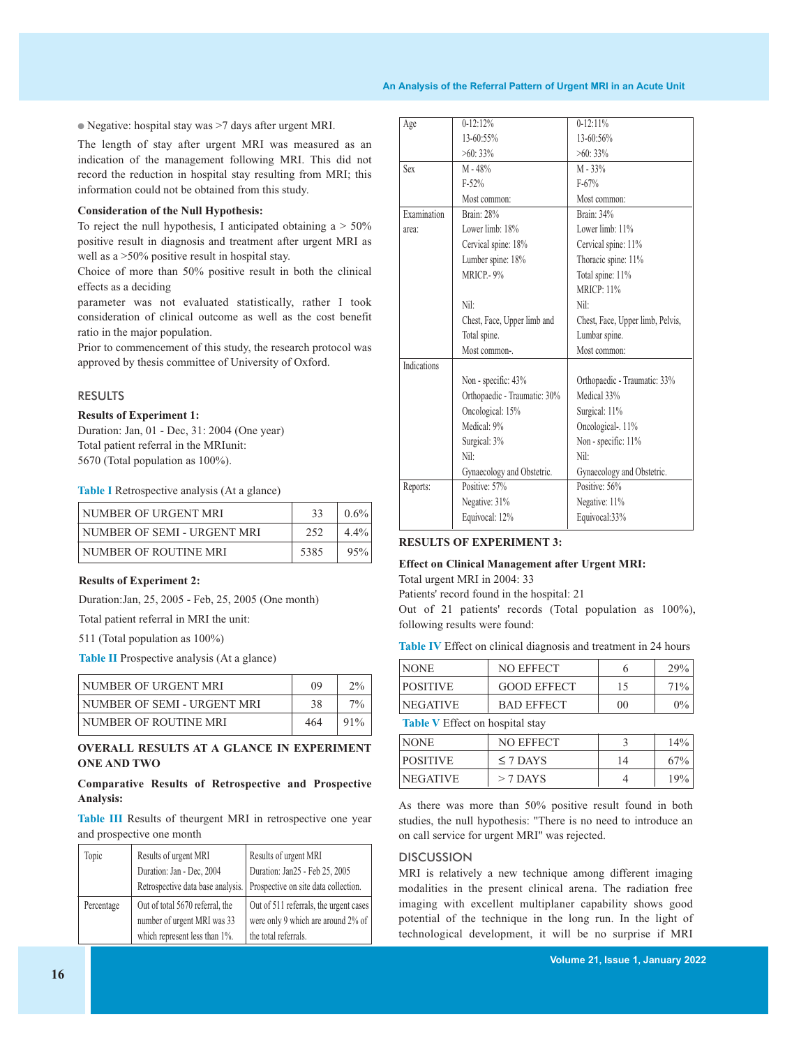- Negative: hospital stay was >7 days after urgent MRI.

The length of stay after urgent MRI was measured as an indication of the management following MRI. This did not record the reduction in hospital stay resulting from MRI; this information could not be obtained from this study.

**Consideration of the Null Hypothesis:**

To reject the null hypothesis, I anticipated obtaining a > 50% positive result in diagnosis and treatment after urgent MRI as well as a >50% positive result in hospital stay.

Choice of more than 50% positive result in both the clinical effects as a deciding

parameter was not evaluated statistically, rather I took consideration of clinical outcome as well as the cost benefit ratio in the major population.

Prior to commencement of this study, the research protocol was approved by thesis committee of University of Oxford.

## RESULTS

**Results of Experiment 1:**

Duration: Jan, 01 - Dec, 31: 2004 (One year)

Total patient referral in the MRIunit:

5670 (Total population as 100%).

**Table I** Retrospective analysis (At a glance)

| | | |
|---|---|---|
| NUMBER OF URGENT MRI | 33 | 0.6% |
| NUMBER OF SEMI - URGENT MRI | 252 | 4.4% |
| NUMBER OF ROUTINE MRI | 5385 | 95% |

**Results of Experiment 2:**

Duration:Jan, 25, 2005 - Feb, 25, 2005 (One month)

Total patient referral in MRI the unit:

511 (Total population as 100%)

**Table II** Prospective analysis (At a glance)

| | | |
|---|---|---|
| NUMBER OF URGENT MRI | 09 | 2% |
| NUMBER OF SEMI - URGENT MRI | 38 | 7% |
| NUMBER OF ROUTINE MRI | 464 | 91% |

**OVERALL RESULTS AT A GLANCE IN EXPERIMENT ONE AND TWO**

**Comparative Results of Retrospective and Prospective Analysis:**

**Table III** Results of theurgent MRI in retrospective one year and prospective one month

| Topic | Results of urgent MRI Duration: Jan - Dec, 2004 Retrospective data base analysis. | Results of urgent MRI Duration: Jan25 - Feb 25, 2005 Prospective on site data collection. |
|---|---|---|
| Percentage | Out of total 5670 referral, the number of urgent MRI was 33 which represent less than 1%. | Out of 511 referrals, the urgent cases were only 9 which are around 2% of the total referrals. |
| Age | 0-12:12%<br>13-60:55%<br>>60: 33% | 0-12:11%<br>13-60:56%<br>>60: 33% |
| Sex | M - 48%<br>F-52%<br>Most common: | M - 33%<br>F-67%<br>Most common: |
| Examination area: | Brain: 28%<br>Lower limb: 18%<br>Cervical spine: 18%<br>Lumbar spine: 18%<br>MRICP.- 9%<br><br>Nil:<br>Chest, Face, Upper limb and Total spine.<br>Most common-. | Brain: 34%<br>Lower limb: 11%<br>Cervical spine: 11%<br>Thoracic spine: 11%<br>Total spine: 11%<br>MRICP: 11%<br>Nil:<br>Chest, Face, Upper limb, Pelvis, Lumbar spine.<br>Most common: |
| Indications | Non - specific: 43%<br>Orthopaedic - Traumatic: 30%<br>Oncological: 15%<br>Medical: 9%<br>Surgical: 3%<br>Nil:<br>Gynaecology and Obstetric. | Orthopaedic - Traumatic: 33%<br>Medical 33%<br>Surgical: 11%<br>Oncological-. 11%<br>Non - specific: 11%<br>Nil:<br>Gynaecology and Obstetric. |
| Reports: | Positive: 57%<br>Negative: 31%<br>Equivocal: 12% | Positive: 56%<br>Negative: 11%<br>Equivocal:33% |

**RESULTS OF EXPERIMENT 3:**

**Effect on Clinical Management after Urgent MRI:**

Total urgent MRI in 2004: 33

Patients' record found in the hospital: 21

Out of 21 patients' records (Total population as 100%), following results were found:

**Table IV** Effect on clinical diagnosis and treatment in 24 hours

| | | | |
|---|---|---|---|
| NONE | NO EFFECT | 6 | 29% |
| POSITIVE | GOOD EFFECT | 15 | 71% |
| NEGATIVE | BAD EFFECT | 00 | 0% |

**Table V** Effect on hospital stay

| | | | |
|---|---|---|---|
| NONE | NO EFFECT | 3 | 14% |
| POSITIVE | ≤ 7 DAYS | 14 | 67% |
| NEGATIVE | > 7 DAYS | 4 | 19% |

As there was more than 50% positive result found in both studies, the null hypothesis: "There is no need to introduce an on call service for urgent MRI" was rejected.

## DISCUSSION

MRI is relatively a new technique among different imaging modalities in the present clinical arena. The radiation free imaging with excellent multiplaner capability shows good potential of the technique in the long run. In the light of technological development, it will be no surprise if MRI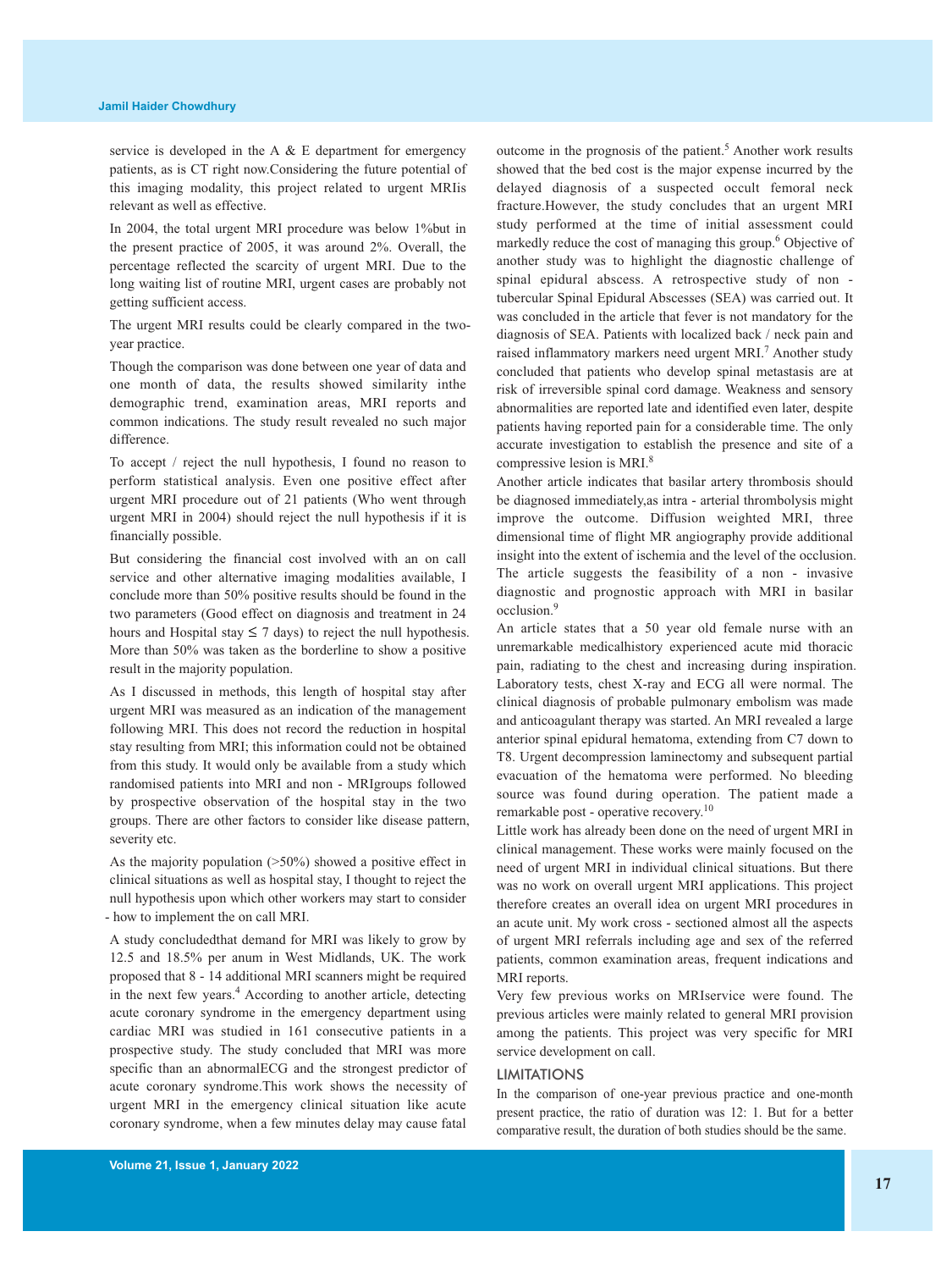service is developed in the A & E department for emergency patients, as is CT right now.Considering the future potential of this imaging modality, this project related to urgent MRIis relevant as well as effective.

In 2004, the total urgent MRI procedure was below 1%but in the present practice of 2005, it was around 2%. Overall, the percentage reflected the scarcity of urgent MRI. Due to the long waiting list of routine MRI, urgent cases are probably not getting sufficient access.

The urgent MRI results could be clearly compared in the two-year practice.

Though the comparison was done between one year of data and one month of data, the results showed similarity inthe demographic trend, examination areas, MRI reports and common indications. The study result revealed no such major difference.

To accept / reject the null hypothesis, I found no reason to perform statistical analysis. Even one positive effect after urgent MRI procedure out of 21 patients (Who went through urgent MRI in 2004) should reject the null hypothesis if it is financially possible.

But considering the financial cost involved with an on call service and other alternative imaging modalities available, I conclude more than 50% positive results should be found in the two parameters (Good effect on diagnosis and treatment in 24 hours and Hospital stay ≤ 7 days) to reject the null hypothesis. More than 50% was taken as the borderline to show a positive result in the majority population.

As I discussed in methods, this length of hospital stay after urgent MRI was measured as an indication of the management following MRI. This does not record the reduction in hospital stay resulting from MRI; this information could not be obtained from this study. It would only be available from a study which randomised patients into MRI and non - MRIgroups followed by prospective observation of the hospital stay in the two groups. There are other factors to consider like disease pattern, severity etc.

As the majority population (>50%) showed a positive effect in clinical situations as well as hospital stay, I thought to reject the null hypothesis upon which other workers may start to consider - how to implement the on call MRI.

A study concludedthat demand for MRI was likely to grow by 12.5 and 18.5% per anum in West Midlands, UK. The work proposed that 8 - 14 additional MRI scanners might be required in the next few years.[4] According to another article, detecting acute coronary syndrome in the emergency department using cardiac MRI was studied in 161 consecutive patients in a prospective study. The study concluded that MRI was more specific than an abnormalECG and the strongest predictor of acute coronary syndrome.This work shows the necessity of urgent MRI in the emergency clinical situation like acute coronary syndrome, when a few minutes delay may cause fatal outcome in the prognosis of the patient.[5] Another work results showed that the bed cost is the major expense incurred by the delayed diagnosis of a suspected occult femoral neck fracture.However, the study concludes that an urgent MRI study performed at the time of initial assessment could markedly reduce the cost of managing this group.[6] Objective of another study was to highlight the diagnostic challenge of spinal epidural abscess. A retrospective study of non - tubercular Spinal Epidural Abscesses (SEA) was carried out. It was concluded in the article that fever is not mandatory for the diagnosis of SEA. Patients with localized back / neck pain and raised inflammatory markers need urgent MRI.[7] Another study concluded that patients who develop spinal metastasis are at risk of irreversible spinal cord damage. Weakness and sensory abnormalities are reported late and identified even later, despite patients having reported pain for a considerable time. The only accurate investigation to establish the presence and site of a compressive lesion is MRI.[8]

Another article indicates that basilar artery thrombosis should be diagnosed immediately,as intra - arterial thrombolysis might improve the outcome. Diffusion weighted MRI, three dimensional time of flight MR angiography provide additional insight into the extent of ischemia and the level of the occlusion. The article suggests the feasibility of a non - invasive diagnostic and prognostic approach with MRI in basilar occlusion.[9]

An article states that a 50 year old female nurse with an unremarkable medicalhistory experienced acute mid thoracic pain, radiating to the chest and increasing during inspiration. Laboratory tests, chest X-ray and ECG all were normal. The clinical diagnosis of probable pulmonary embolism was made and anticoagulant therapy was started. An MRI revealed a large anterior spinal epidural hematoma, extending from C7 down to T8. Urgent decompression laminectomy and subsequent partial evacuation of the hematoma were performed. No bleeding source was found during operation. The patient made a remarkable post - operative recovery.[10]

Little work has already been done on the need of urgent MRI in clinical management. These works were mainly focused on the need of urgent MRI in individual clinical situations. But there was no work on overall urgent MRI applications. This project therefore creates an overall idea on urgent MRI procedures in an acute unit. My work cross - sectioned almost all the aspects of urgent MRI referrals including age and sex of the referred patients, common examination areas, frequent indications and MRI reports.

Very few previous works on MRIservice were found. The previous articles were mainly related to general MRI provision among the patients. This project was very specific for MRI service development on call.

## LIMITATIONS

In the comparison of one-year previous practice and one-month present practice, the ratio of duration was 12: 1. But for a better comparative result, the duration of both studies should be the same.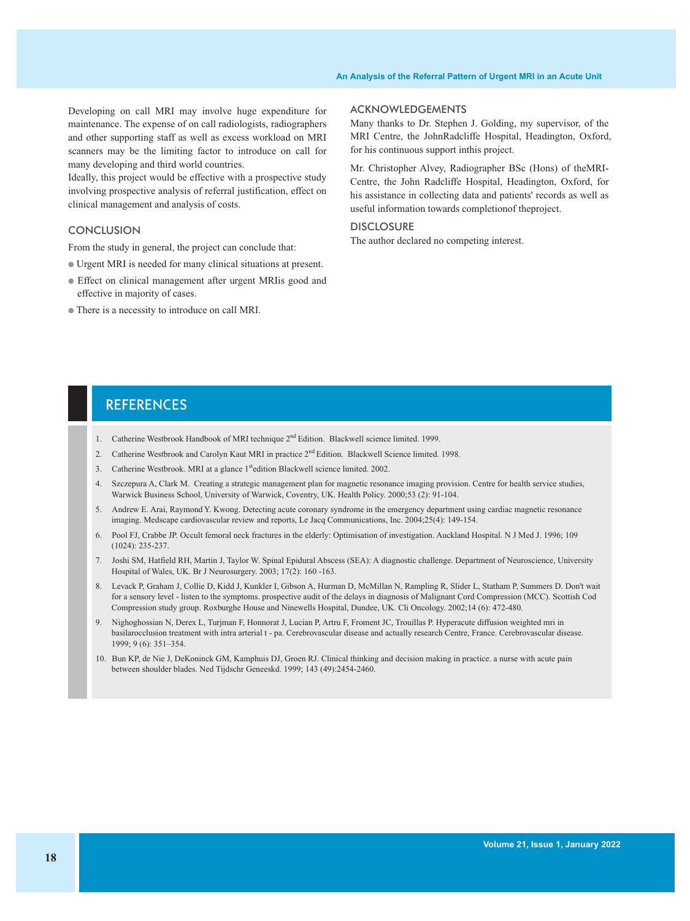Developing on call MRI may involve huge expenditure for maintenance. The expense of on call radiologists, radiographers and other supporting staff as well as excess workload on MRI scanners may be the limiting factor to introduce on call for many developing and third world countries.

Ideally, this project would be effective with a prospective study involving prospective analysis of referral justification, effect on clinical management and analysis of costs.

## CONCLUSION

From the study in general, the project can conclude that:

- Urgent MRI is needed for many clinical situations at present.
- Effect on clinical management after urgent MRIis good and effective in majority of cases.
- There is a necessity to introduce on call MRI.

## ACKNOWLEDGEMENTS

Many thanks to Dr. Stephen J. Golding, my supervisor, of the MRI Centre, the JohnRadcliffe Hospital, Headington, Oxford, for his continuous support inthis project.

Mr. Christopher Alvey, Radiographer BSc (Hons) of theMRI-Centre, the John Radcliffe Hospital, Headington, Oxford, for his assistance in collecting data and patients' records as well as useful information towards completionof theproject.

## DISCLOSURE

The author declared no competing interest.

## REFERENCES

1. Catherine Westbrook Handbook of MRI technique 2nd Edition. Blackwell science limited. 1999.
2. Catherine Westbrook and Carolyn Kaut MRI in practice 2nd Edition. Blackwell Science limited. 1998.
3. Catherine Westbrook. MRI at a glance 1stedition Blackwell science limited. 2002.
4. Szczepura A, Clark M. Creating a strategic management plan for magnetic resonance imaging provision. Centre for health service studies, Warwick Business School, University of Warwick, Coventry, UK. Health Policy. 2000;53 (2): 91-104.
5. Andrew E. Arai, Raymond Y. Kwong. Detecting acute coronary syndrome in the emergency department using cardiac magnetic resonance imaging. Medscape cardiovascular review and reports, Le Jacq Communications, Inc. 2004;25(4): 149-154.
6. Pool FJ, Crabbe JP. Occult femoral neck fractures in the elderly: Optimisation of investigation. Auckland Hospital. N J Med J. 1996; 109 (1024): 235-237.
7. Joshi SM, Hatfield RH, Martin J, Taylor W. Spinal Epidural Abscess (SEA): A diagnostic challenge. Department of Neuroscience, University Hospital of Wales, UK. Br J Neurosurgery. 2003; 17(2): 160 -163.
8. Levack P, Graham J, Collie D, Kidd J, Kunkler I, Gibson A, Hurman D, McMillan N, Rampling R, Slider L, Statham P, Summers D. Don't wait for a sensory level - listen to the symptoms. prospective audit of the delays in diagnosis of Malignant Cord Compression (MCC). Scottish Cod Compression study group. Roxburghe House and Ninewells Hospital, Dundee, UK. Cli Oncology. 2002;14 (6): 472-480.
9. Nighoghossian N, Derex L, Turjman F, Honnorat J, Lucian P, Artru F, Froment JC, Trouillas P. Hyperacute diffusion weighted mri in basilarocclusion treatment with intra arterial t - pa. Cerebrovascular disease and actually research Centre, France. Cerebrovascular disease. 1999; 9 (6): 351–354.
10. Bun KP, de Nie J, DeKoninck GM, Kamphuis DJ, Groen RJ. Clinical thinking and decision making in practice. a nurse with acute pain between shoulder blades. Ned Tijdschr Geneeskd. 1999; 143 (49):2454-2460.